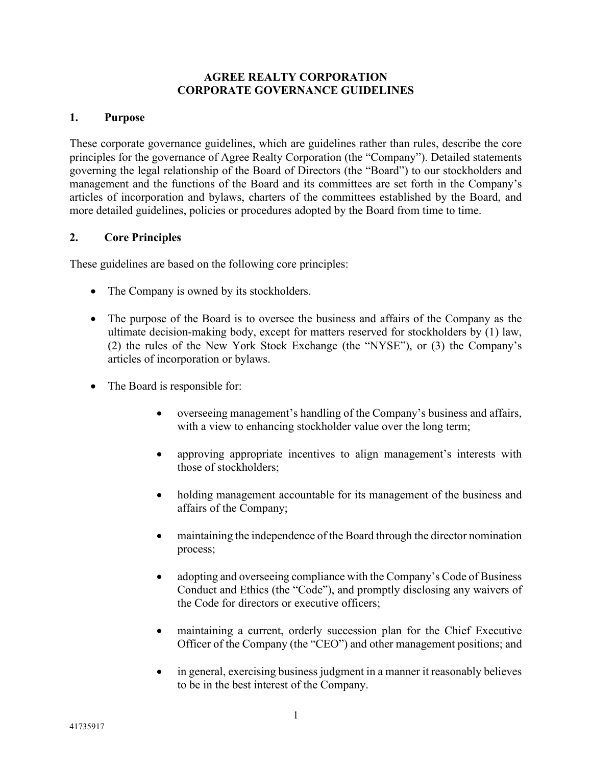# AGREE REALTY CORPORATION
# CORPORATE GOVERNANCE GUIDELINES

## 1. Purpose

These corporate governance guidelines, which are guidelines rather than rules, describe the core principles for the governance of Agree Realty Corporation (the "Company"). Detailed statements governing the legal relationship of the Board of Directors (the "Board") to our stockholders and management and the functions of the Board and its committees are set forth in the Company's articles of incorporation and bylaws, charters of the committees established by the Board, and more detailed guidelines, policies or procedures adopted by the Board from time to time.

## 2. Core Principles

These guidelines are based on the following core principles:

- The Company is owned by its stockholders.
- The purpose of the Board is to oversee the business and affairs of the Company as the ultimate decision-making body, except for matters reserved for stockholders by (1) law, (2) the rules of the New York Stock Exchange (the "NYSE"), or (3) the Company's articles of incorporation or bylaws.
- The Board is responsible for:
    - overseeing management's handling of the Company's business and affairs, with a view to enhancing stockholder value over the long term;
    - approving appropriate incentives to align management's interests with those of stockholders;
    - holding management accountable for its management of the business and affairs of the Company;
    - maintaining the independence of the Board through the director nomination process;
    - adopting and overseeing compliance with the Company's Code of Business Conduct and Ethics (the "Code"), and promptly disclosing any waivers of the Code for directors or executive officers;
    - maintaining a current, orderly succession plan for the Chief Executive Officer of the Company (the "CEO") and other management positions; and
    - in general, exercising business judgment in a manner it reasonably believes to be in the best interest of the Company.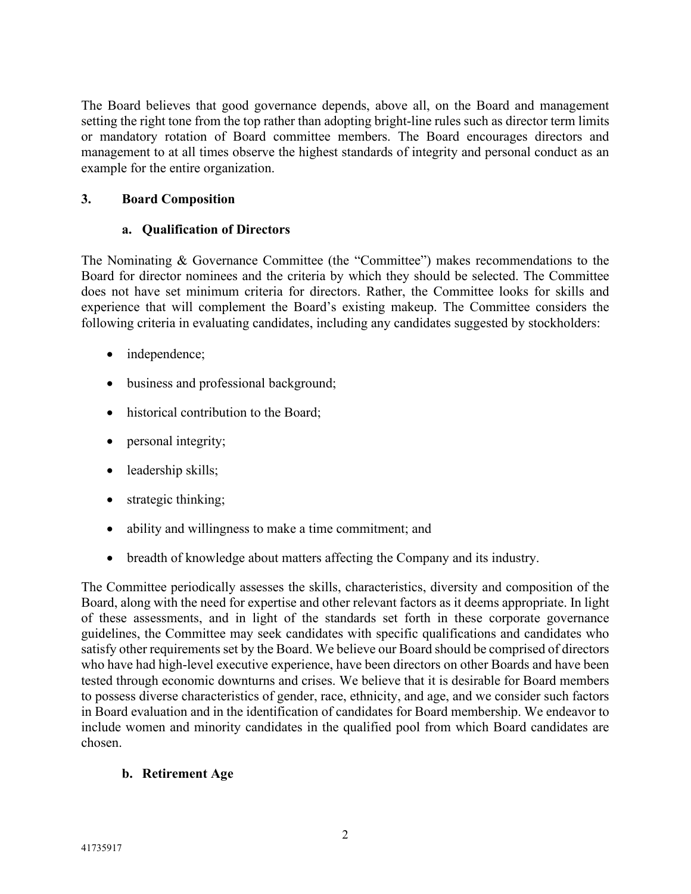The Board believes that good governance depends, above all, on the Board and management setting the right tone from the top rather than adopting bright-line rules such as director term limits or mandatory rotation of Board committee members. The Board encourages directors and management to at all times observe the highest standards of integrity and personal conduct as an example for the entire organization.

## 3. Board Composition

### a. Qualification of Directors

The Nominating & Governance Committee (the "Committee") makes recommendations to the Board for director nominees and the criteria by which they should be selected. The Committee does not have set minimum criteria for directors. Rather, the Committee looks for skills and experience that will complement the Board's existing makeup. The Committee considers the following criteria in evaluating candidates, including any candidates suggested by stockholders:

- independence;
- business and professional background;
- historical contribution to the Board;
- personal integrity;
- leadership skills;
- strategic thinking;
- ability and willingness to make a time commitment; and
- breadth of knowledge about matters affecting the Company and its industry.

The Committee periodically assesses the skills, characteristics, diversity and composition of the Board, along with the need for expertise and other relevant factors as it deems appropriate. In light of these assessments, and in light of the standards set forth in these corporate governance guidelines, the Committee may seek candidates with specific qualifications and candidates who satisfy other requirements set by the Board. We believe our Board should be comprised of directors who have had high-level executive experience, have been directors on other Boards and have been tested through economic downturns and crises. We believe that it is desirable for Board members to possess diverse characteristics of gender, race, ethnicity, and age, and we consider such factors in Board evaluation and in the identification of candidates for Board membership. We endeavor to include women and minority candidates in the qualified pool from which Board candidates are chosen.

### b. Retirement Age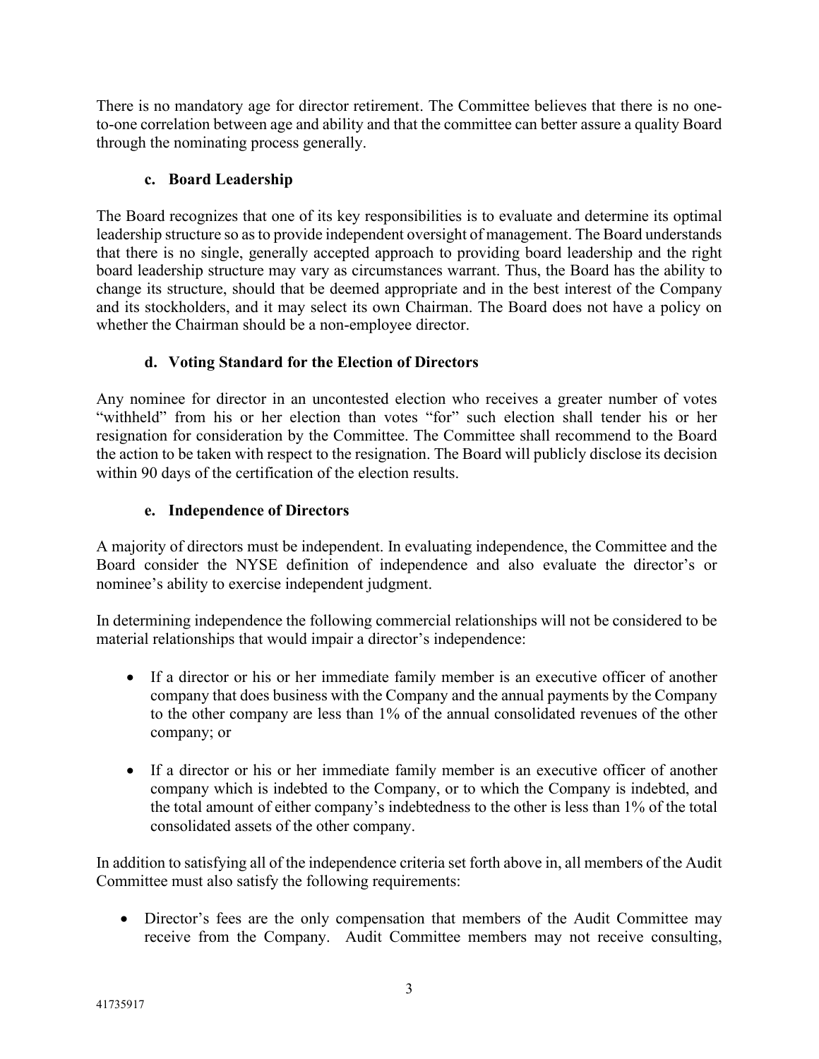There is no mandatory age for director retirement. The Committee believes that there is no one-to-one correlation between age and ability and that the committee can better assure a quality Board through the nominating process generally.

### c. Board Leadership

The Board recognizes that one of its key responsibilities is to evaluate and determine its optimal leadership structure so as to provide independent oversight of management. The Board understands that there is no single, generally accepted approach to providing board leadership and the right board leadership structure may vary as circumstances warrant. Thus, the Board has the ability to change its structure, should that be deemed appropriate and in the best interest of the Company and its stockholders, and it may select its own Chairman. The Board does not have a policy on whether the Chairman should be a non-employee director.

### d. Voting Standard for the Election of Directors

Any nominee for director in an uncontested election who receives a greater number of votes "withheld" from his or her election than votes "for" such election shall tender his or her resignation for consideration by the Committee. The Committee shall recommend to the Board the action to be taken with respect to the resignation. The Board will publicly disclose its decision within 90 days of the certification of the election results.

### e. Independence of Directors

A majority of directors must be independent. In evaluating independence, the Committee and the Board consider the NYSE definition of independence and also evaluate the director's or nominee's ability to exercise independent judgment.

In determining independence the following commercial relationships will not be considered to be material relationships that would impair a director's independence:

- If a director or his or her immediate family member is an executive officer of another company that does business with the Company and the annual payments by the Company to the other company are less than 1% of the annual consolidated revenues of the other company; or

- If a director or his or her immediate family member is an executive officer of another company which is indebted to the Company, or to which the Company is indebted, and the total amount of either company's indebtedness to the other is less than 1% of the total consolidated assets of the other company.

In addition to satisfying all of the independence criteria set forth above in, all members of the Audit Committee must also satisfy the following requirements:

- Director's fees are the only compensation that members of the Audit Committee may receive from the Company. Audit Committee members may not receive consulting,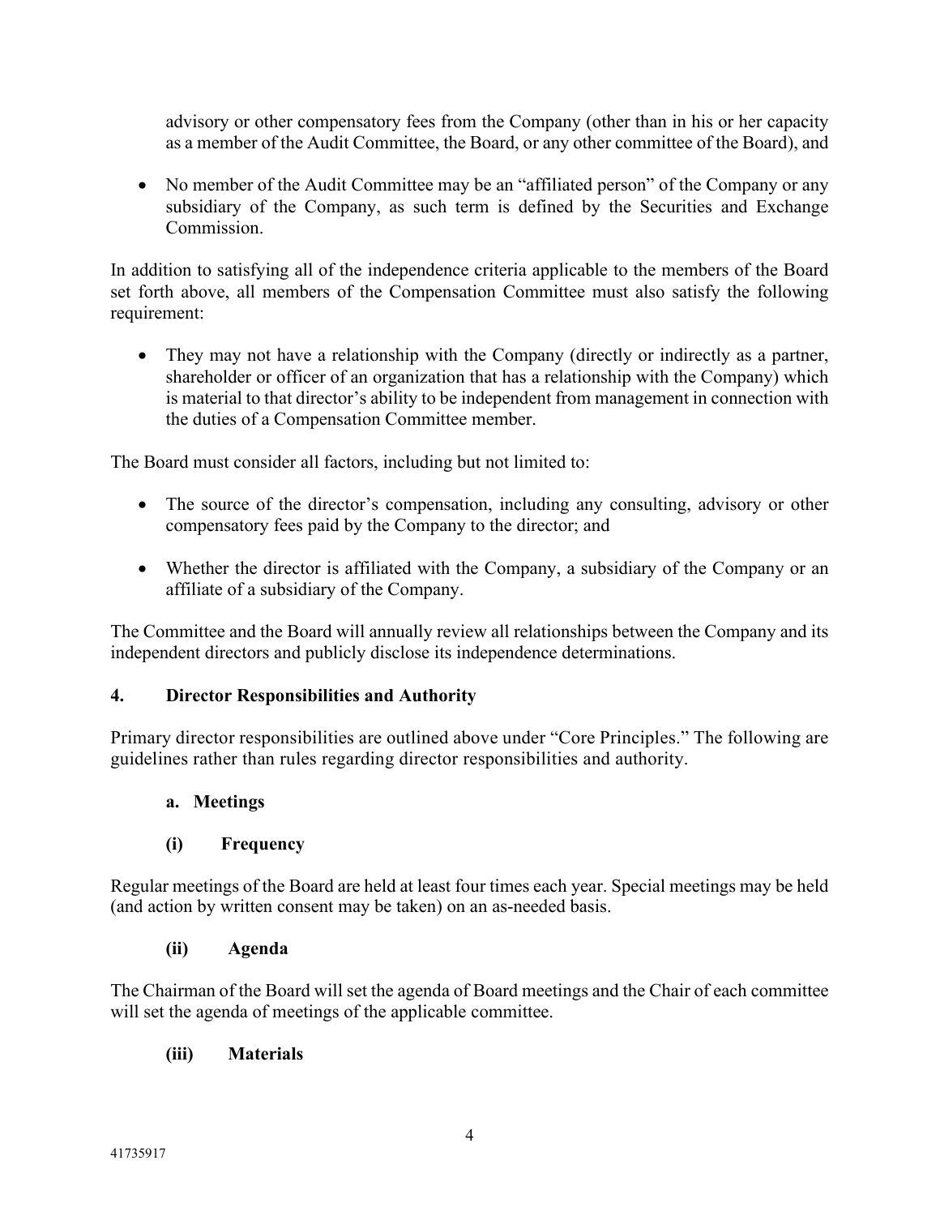advisory or other compensatory fees from the Company (other than in his or her capacity as a member of the Audit Committee, the Board, or any other committee of the Board), and

- No member of the Audit Committee may be an "affiliated person" of the Company or any subsidiary of the Company, as such term is defined by the Securities and Exchange Commission.

In addition to satisfying all of the independence criteria applicable to the members of the Board set forth above, all members of the Compensation Committee must also satisfy the following requirement:

- They may not have a relationship with the Company (directly or indirectly as a partner, shareholder or officer of an organization that has a relationship with the Company) which is material to that director's ability to be independent from management in connection with the duties of a Compensation Committee member.

The Board must consider all factors, including but not limited to:

- The source of the director's compensation, including any consulting, advisory or other compensatory fees paid by the Company to the director; and
- Whether the director is affiliated with the Company, a subsidiary of the Company or an affiliate of a subsidiary of the Company.

The Committee and the Board will annually review all relationships between the Company and its independent directors and publicly disclose its independence determinations.

## 4. Director Responsibilities and Authority

Primary director responsibilities are outlined above under "Core Principles." The following are guidelines rather than rules regarding director responsibilities and authority.

### a. Meetings

#### (i) Frequency

Regular meetings of the Board are held at least four times each year. Special meetings may be held (and action by written consent may be taken) on an as-needed basis.

#### (ii) Agenda

The Chairman of the Board will set the agenda of Board meetings and the Chair of each committee will set the agenda of meetings of the applicable committee.

#### (iii) Materials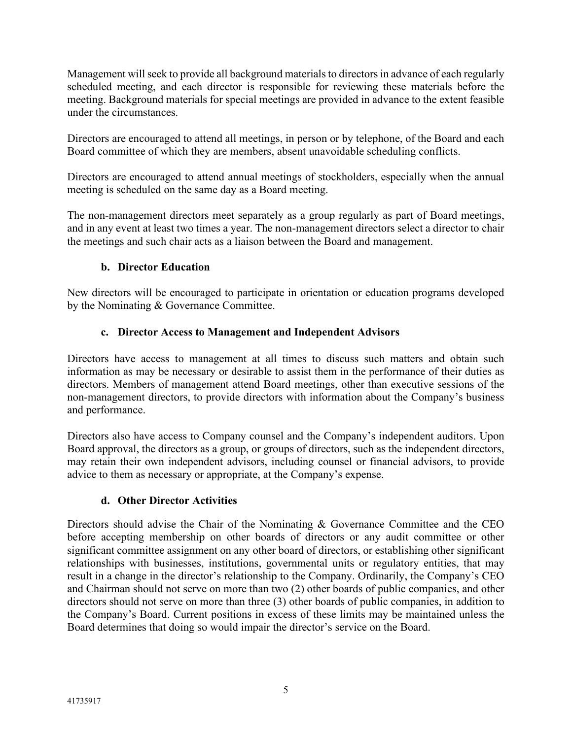Management will seek to provide all background materials to directors in advance of each regularly scheduled meeting, and each director is responsible for reviewing these materials before the meeting. Background materials for special meetings are provided in advance to the extent feasible under the circumstances.

Directors are encouraged to attend all meetings, in person or by telephone, of the Board and each Board committee of which they are members, absent unavoidable scheduling conflicts.

Directors are encouraged to attend annual meetings of stockholders, especially when the annual meeting is scheduled on the same day as a Board meeting.

The non-management directors meet separately as a group regularly as part of Board meetings, and in any event at least two times a year. The non-management directors select a director to chair the meetings and such chair acts as a liaison between the Board and management.

### b. Director Education

New directors will be encouraged to participate in orientation or education programs developed by the Nominating & Governance Committee.

### c. Director Access to Management and Independent Advisors

Directors have access to management at all times to discuss such matters and obtain such information as may be necessary or desirable to assist them in the performance of their duties as directors. Members of management attend Board meetings, other than executive sessions of the non-management directors, to provide directors with information about the Company's business and performance.

Directors also have access to Company counsel and the Company's independent auditors. Upon Board approval, the directors as a group, or groups of directors, such as the independent directors, may retain their own independent advisors, including counsel or financial advisors, to provide advice to them as necessary or appropriate, at the Company's expense.

### d. Other Director Activities

Directors should advise the Chair of the Nominating & Governance Committee and the CEO before accepting membership on other boards of directors or any audit committee or other significant committee assignment on any other board of directors, or establishing other significant relationships with businesses, institutions, governmental units or regulatory entities, that may result in a change in the director's relationship to the Company. Ordinarily, the Company's CEO and Chairman should not serve on more than two (2) other boards of public companies, and other directors should not serve on more than three (3) other boards of public companies, in addition to the Company's Board. Current positions in excess of these limits may be maintained unless the Board determines that doing so would impair the director's service on the Board.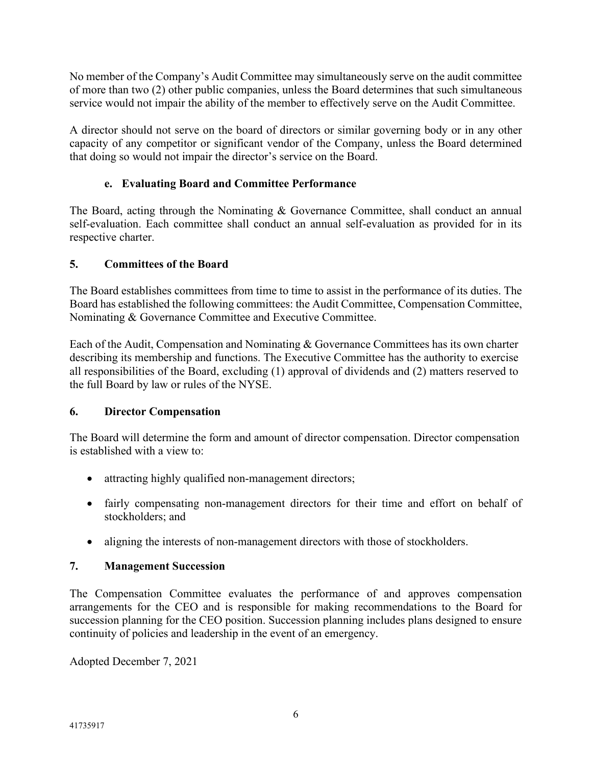No member of the Company's Audit Committee may simultaneously serve on the audit committee of more than two (2) other public companies, unless the Board determines that such simultaneous service would not impair the ability of the member to effectively serve on the Audit Committee.

A director should not serve on the board of directors or similar governing body or in any other capacity of any competitor or significant vendor of the Company, unless the Board determined that doing so would not impair the director's service on the Board.

### e. Evaluating Board and Committee Performance

The Board, acting through the Nominating & Governance Committee, shall conduct an annual self-evaluation. Each committee shall conduct an annual self-evaluation as provided for in its respective charter.

## 5. Committees of the Board

The Board establishes committees from time to time to assist in the performance of its duties. The Board has established the following committees: the Audit Committee, Compensation Committee, Nominating & Governance Committee and Executive Committee.

Each of the Audit, Compensation and Nominating & Governance Committees has its own charter describing its membership and functions. The Executive Committee has the authority to exercise all responsibilities of the Board, excluding (1) approval of dividends and (2) matters reserved to the full Board by law or rules of the NYSE.

## 6. Director Compensation

The Board will determine the form and amount of director compensation. Director compensation is established with a view to:

- attracting highly qualified non-management directors;
- fairly compensating non-management directors for their time and effort on behalf of stockholders; and
- aligning the interests of non-management directors with those of stockholders.

## 7. Management Succession

The Compensation Committee evaluates the performance of and approves compensation arrangements for the CEO and is responsible for making recommendations to the Board for succession planning for the CEO position. Succession planning includes plans designed to ensure continuity of policies and leadership in the event of an emergency.

Adopted December 7, 2021

41735917